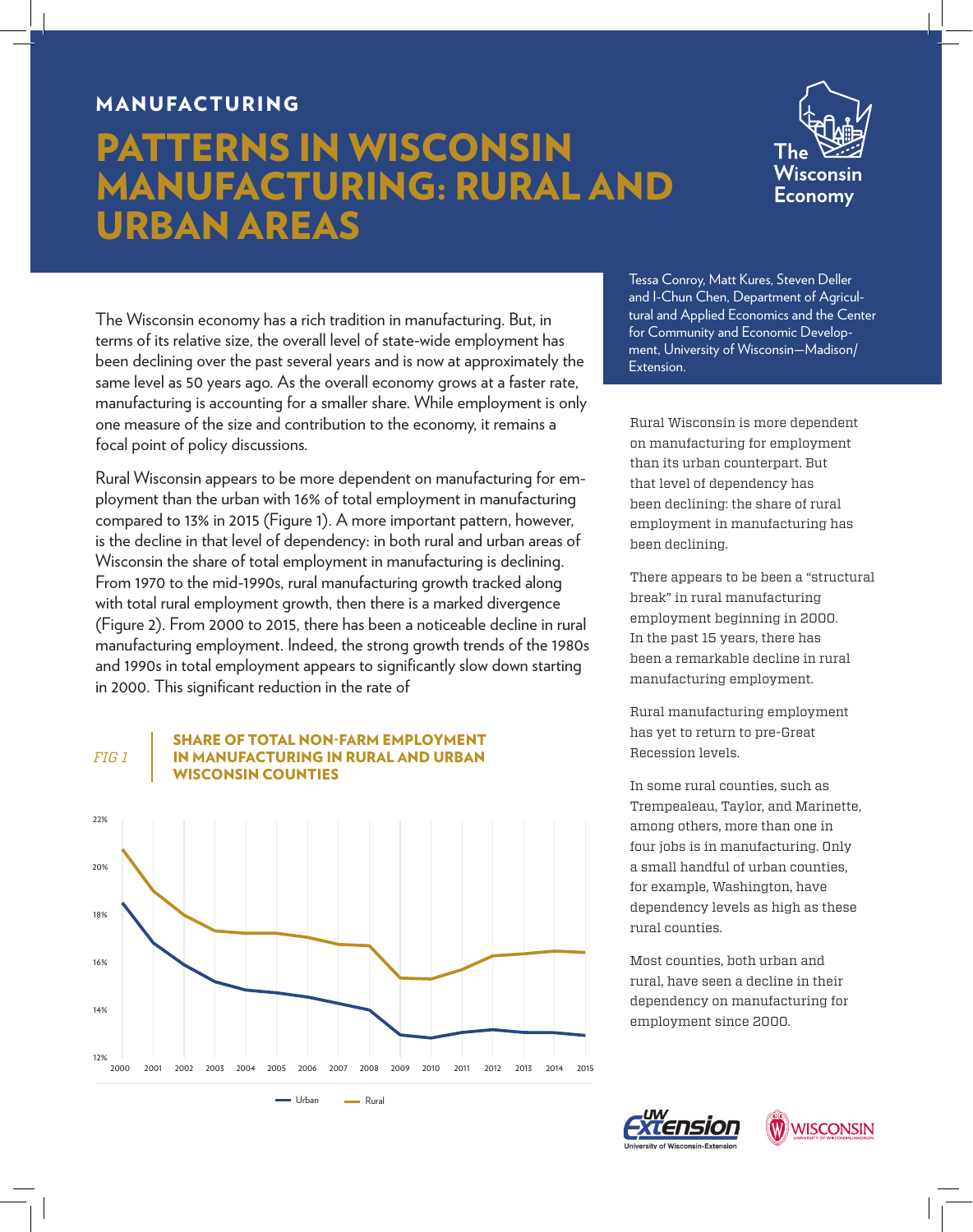MANUFACTURING

# PATTERNS IN WISCONSIN MANUFACTURING: RURAL AND URBAN AREAS

Tessa Conroy, Matt Kures, Steven Deller and I-Chun Chen, Department of Agricultural and Applied Economics and the Center for Community and Economic Development, University of Wisconsin—Madison/Extension.

The Wisconsin economy has a rich tradition in manufacturing. But, in terms of its relative size, the overall level of state-wide employment has been declining over the past several years and is now at approximately the same level as 50 years ago. As the overall economy grows at a faster rate, manufacturing is accounting for a smaller share. While employment is only one measure of the size and contribution to the economy, it remains a focal point of policy discussions.

Rural Wisconsin appears to be more dependent on manufacturing for employment than the urban with 16% of total employment in manufacturing compared to 13% in 2015 (Figure 1). A more important pattern, however, is the decline in that level of dependency: in both rural and urban areas of Wisconsin the share of total employment in manufacturing is declining. From 1970 to the mid-1990s, rural manufacturing growth tracked along with total rural employment growth, then there is a marked divergence (Figure 2). From 2000 to 2015, there has been a noticeable decline in rural manufacturing employment. Indeed, the strong growth trends of the 1980s and 1990s in total employment appears to significantly slow down starting in 2000. This significant reduction in the rate of

*FIG 1* **SHARE OF TOTAL NON-FARM EMPLOYMENT IN MANUFACTURING IN RURAL AND URBAN WISCONSIN COUNTIES**

Rural Wisconsin is more dependent on manufacturing for employment than its urban counterpart. But that level of dependency has been declining: the share of rural employment in manufacturing has been declining.

There appears to be been a "structural break" in rural manufacturing employment beginning in 2000. In the past 15 years, there has been a remarkable decline in rural manufacturing employment.

Rural manufacturing employment has yet to return to pre-Great Recession levels.

In some rural counties, such as Trempealeau, Taylor, and Marinette, among others, more than one in four jobs is in manufacturing. Only a small handful of urban counties, for example, Washington, have dependency levels as high as these rural counties.

Most counties, both urban and rural, have seen a decline in their dependency on manufacturing for employment since 2000.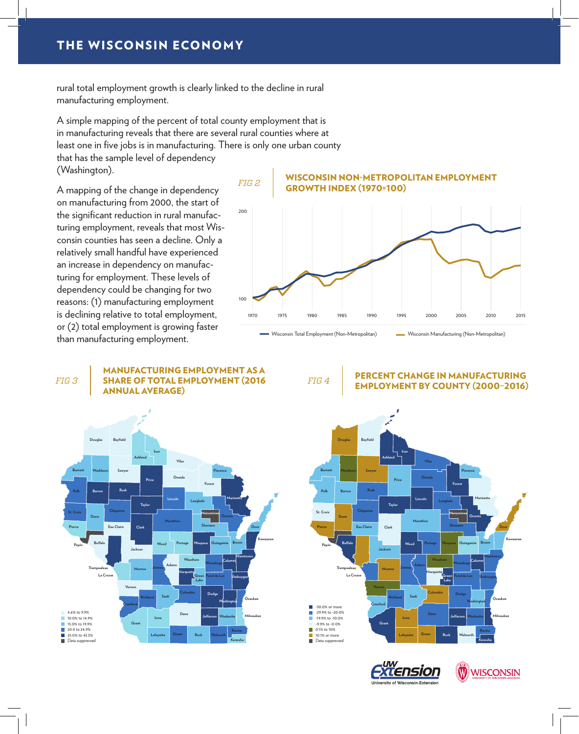rural total employment growth is clearly linked to the decline in rural manufacturing employment.

A simple mapping of the percent of total county employment that is in manufacturing reveals that there are several rural counties where at least one in five jobs is in manufacturing. There is only one urban county that has the sample level of dependency (Washington).

A mapping of the change in dependency on manufacturing from 2000, the start of the significant reduction in rural manufacturing employment, reveals that most Wisconsin counties has seen a decline. Only a relatively small handful have experienced an increase in dependency on manufacturing for employment. These levels of dependency could be changing for two reasons: (1) manufacturing employment is declining relative to total employment, or (2) total employment is growing faster than manufacturing employment.

*FIG 2* **WISCONSIN NON-METROPOLITAN EMPLOYMENT GROWTH INDEX (1970=100)**

200
100
1970 1975 1980 1985 1990 1995 2000 2005 2010 2015
Wisconsin Total Employment (Non-Metropolitan)
Wisconsin Manufacturing (Non-Metropolitan)

*FIG 3* **MANUFACTURING EMPLOYMENT AS A SHARE OF TOTAL EMPLOYMENT (2016 ANNUAL AVERAGE)**

4.6% to 9.9%
10.0% to 14.9%
15.0% to 19.9%
20.0 to 24.9%
25.0% to 43.3%
Data suppressed

*FIG 4* **PERCENT CHANGE IN MANUFACTURING EMPLOYMENT BY COUNTY (2000–2016)**

-30.0% or more
-29.9% to -20.0%
-19.9% to -10.0%
-9.9% to -0.0%
0.1% to 10%
10.1% or more
Data suppressed